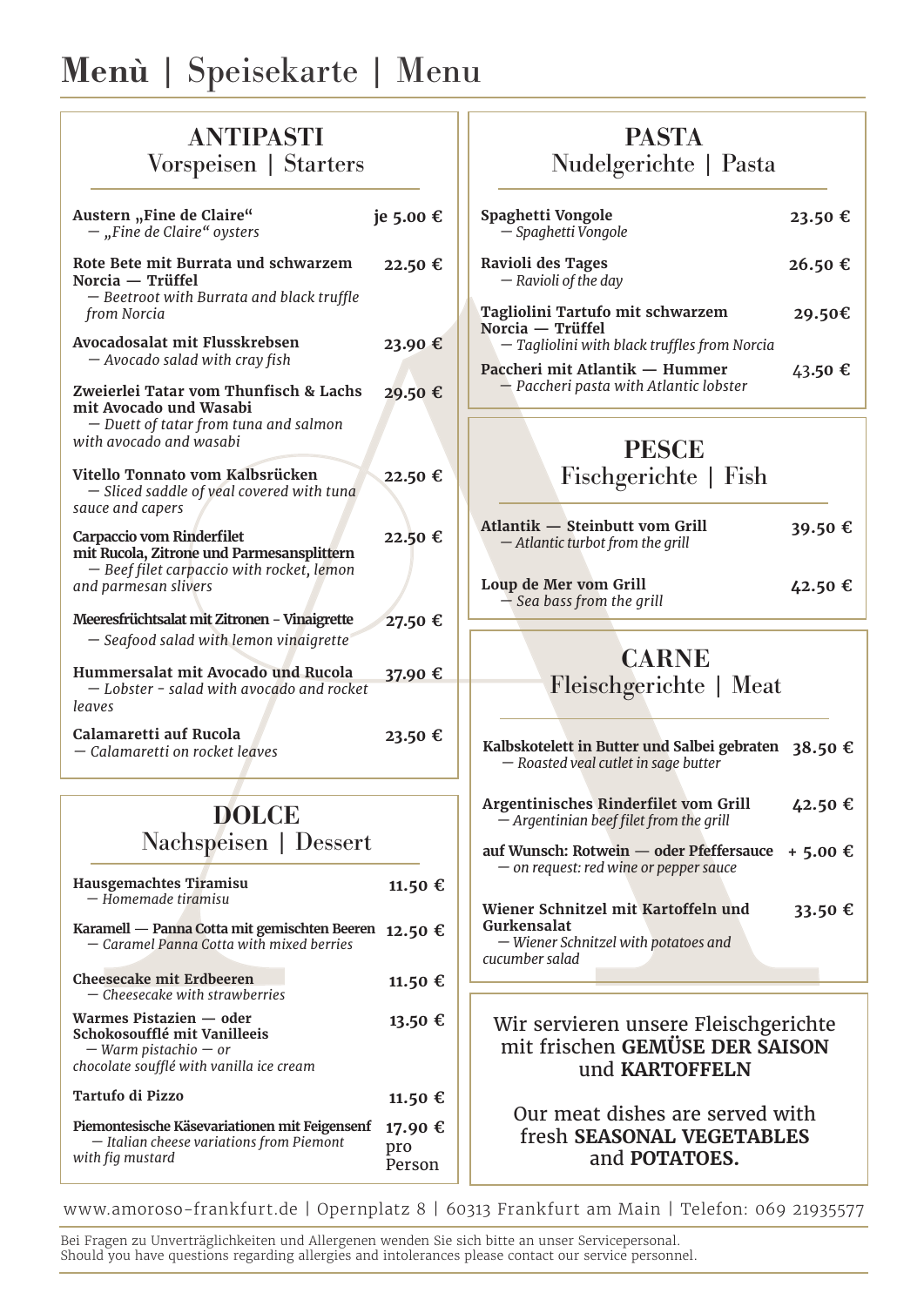# Menù | Speisekarte | Menu

## ANTIPASTI
### Vorspeisen | Starters

**Austern „Fine de Claire“** — **je 5.00 €**
*— „Fine de Claire“ oysters*

**Rote Bete mit Burrata und schwarzem Norcia — Trüffel** — **22.50 €**
*— Beetroot with Burrata and black truffle from Norcia*

**Avocadosalat mit Flusskrebsen** — **23.90 €**
*— Avocado salad with cray fish*

**Zweierlei Tatar vom Thunfisch & Lachs mit Avocado und Wasabi** — **29.50 €**
*— Duett of tatar from tuna and salmon with avocado and wasabi*

**Vitello Tonnato vom Kalbsrücken** — **22.50 €**
*— Sliced saddle of veal covered with tuna sauce and capers*

**Carpaccio vom Rinderfilet mit Rucola, Zitrone und Parmesansplittern** — **22.50 €**
*— Beef filet carpaccio with rocket, lemon and parmesan slivers*

**Meeresfrüchtsalat mit Zitronen - Vinaigrette** — **27.50 €**
*— Seafood salad with lemon vinaigrette*

**Hummersalat mit Avocado und Rucola** — **37.90 €**
*— Lobster - salad with avocado and rocket leaves*

**Calamaretti auf Rucola** — **23.50 €**
*— Calamaretti on rocket leaves*

## DOLCE
### Nachspeisen | Dessert

**Hausgemachtes Tiramisu** — **11.50 €**
*— Homemade tiramisu*

**Karamell — Panna Cotta mit gemischten Beeren** — **12.50 €**
*— Caramel Panna Cotta with mixed berries*

**Cheesecake mit Erdbeeren** — **11.50 €**
*— Cheesecake with strawberries*

**Warmes Pistazien — oder Schokosoufflé mit Vanilleeis** — **13.50 €**
*— Warm pistachio — or chocolate soufflé with vanilla ice cream*

**Tartufo di Pizzo** — **11.50 €**

**Piemontesische Käsevariationen mit Feigensenf** — **17.90 € pro Person**
*— Italian cheese variations from Piemont with fig mustard*

## PASTA
### Nudelgerichte | Pasta

**Spaghetti Vongole** — **23.50 €**
*— Spaghetti Vongole*

**Ravioli des Tages** — **26.50 €**
*— Ravioli of the day*

**Tagliolini Tartufo mit schwarzem Norcia — Trüffel** — **29.50€**
*— Tagliolini with black truffles from Norcia*

**Paccheri mit Atlantik — Hummer** — **43.50 €**
*— Paccheri pasta with Atlantic lobster*

## PESCE
### Fischgerichte | Fish

**Atlantik — Steinbutt vom Grill** — **39.50 €**
*— Atlantic turbot from the grill*

**Loup de Mer vom Grill** — **42.50 €**
*— Sea bass from the grill*

## CARNE
### Fleischgerichte | Meat

**Kalbskotelett in Butter und Salbei gebraten** — **38.50 €**
*— Roasted veal cutlet in sage butter*

**Argentinisches Rinderfilet vom Grill** — **42.50 €**
*— Argentinian beef filet from the grill*

**auf Wunsch: Rotwein — oder Pfeffersauce** — **+ 5.00 €**
*— on request: red wine or pepper sauce*

**Wiener Schnitzel mit Kartoffeln und Gurkensalat** — **33.50 €**
*— Wiener Schnitzel with potatoes and cucumber salad*

Wir servieren unsere Fleischgerichte mit frischen **GEMÜSE DER SAISON** und **KARTOFFELN**

Our meat dishes are served with fresh **SEASONAL VEGETABLES** and **POTATOES.**

www.amoroso-frankfurt.de | Opernplatz 8 | 60313 Frankfurt am Main | Telefon: 069 21935577

Bei Fragen zu Unverträglichkeiten und Allergenen wenden Sie sich bitte an unser Servicepersonal.
Should you have questions regarding allergies and intolerances please contact our service personnel.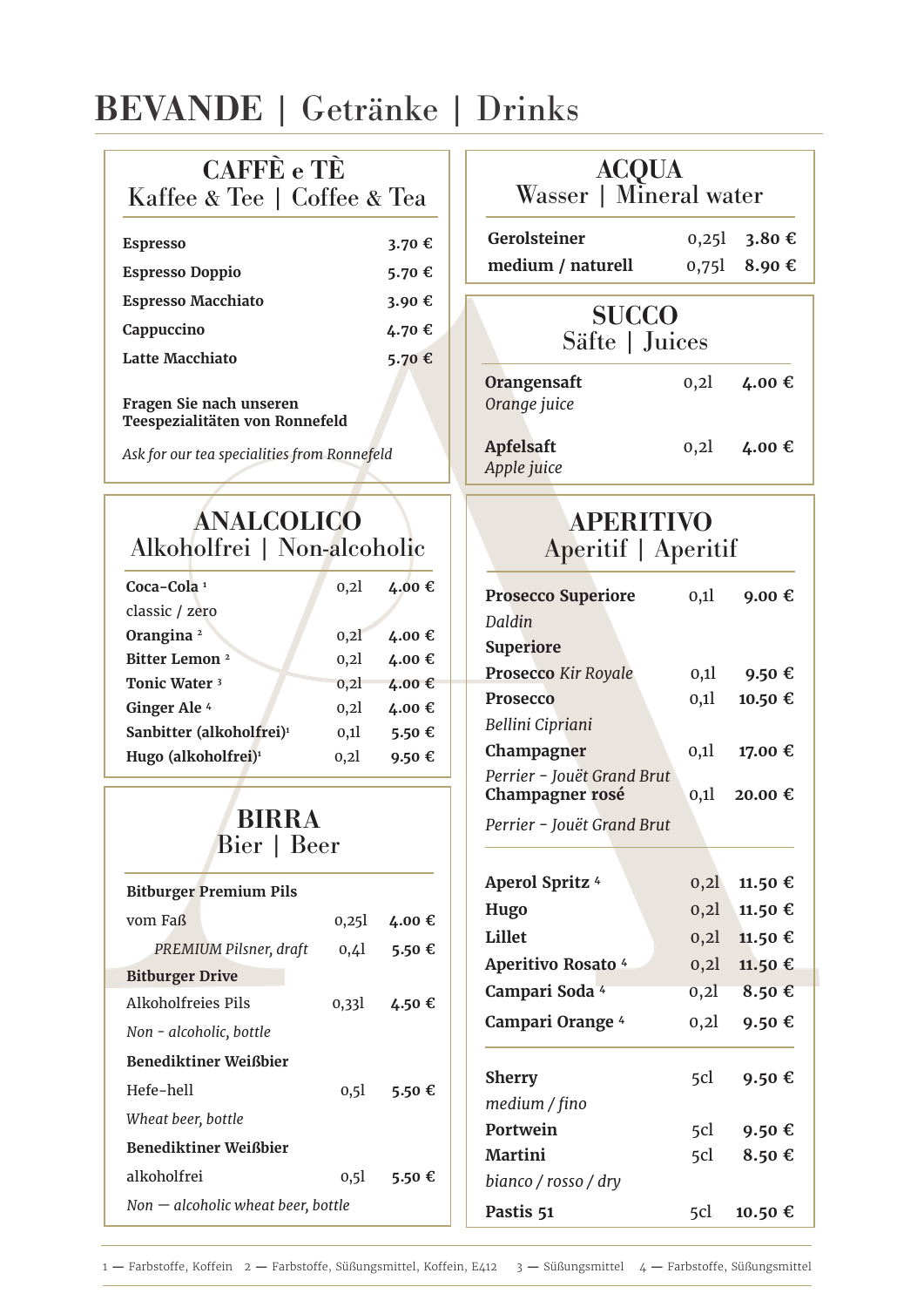# BEVANDE | Getränke | Drinks

## CAFFÈ e TÈ
### Kaffee & Tee | Coffee & Tea

| | |
|---|---|
| **Espresso** | **3.70 €** |
| **Espresso Doppio** | **5.70 €** |
| **Espresso Macchiato** | **3.90 €** |
| **Cappuccino** | **4.70 €** |
| **Latte Macchiato** | **5.70 €** |

**Fragen Sie nach unseren Teespezialitäten von Ronnefeld**

*Ask for our tea specialities from Ronnefeld*

## ANALCOLICO
### Alkoholfrei | Non-alcoholic

| | | |
|---|---|---|
| **Coca-Cola** [1] classic / zero | 0,2l | **4.00 €** |
| **Orangina** [2] | 0,2l | **4.00 €** |
| **Bitter Lemon** [2] | 0,2l | **4.00 €** |
| **Tonic Water** [3] | 0,2l | **4.00 €** |
| **Ginger Ale** [4] | 0,2l | **4.00 €** |
| **Sanbitter (alkoholfrei)**[1] | 0,1l | **5.50 €** |
| **Hugo (alkoholfrei)**[1] | 0,2l | **9.50 €** |

## BIRRA
### Bier | Beer

| | | |
|---|---|---|
| **Bitburger Premium Pils** vom Faß *PREMIUM Pilsner, draft* | 0,25l | **4.00 €** |
| | 0,4l | **5.50 €** |
| **Bitburger Drive** Alkoholfreies Pils *Non - alcoholic, bottle* | 0,33l | **4.50 €** |
| **Benediktiner Weißbier** Hefe-hell *Wheat beer, bottle* | 0,5l | **5.50 €** |
| **Benediktiner Weißbier** alkoholfrei *Non — alcoholic wheat beer, bottle* | 0,5l | **5.50 €** |

## ACQUA
### Wasser | Mineral water

| | | |
|---|---|---|
| **Gerolsteiner** | 0,25l | **3.80 €** |
| **medium / naturell** | 0,75l | **8.90 €** |

## SUCCO
### Säfte | Juices

| | | |
|---|---|---|
| **Orangensaft** *Orange juice* | 0,2l | **4.00 €** |
| **Apfelsaft** *Apple juice* | 0,2l | **4.00 €** |

## APERITIVO
### Aperitif | Aperitif

| | | |
|---|---|---|
| **Prosecco Superiore** *Daldin* **Superiore** | 0,1l | **9.00 €** |
| **Prosecco** *Kir Royale* | 0,1l | **9.50 €** |
| **Prosecco** *Bellini Cipriani* | 0,1l | **10.50 €** |
| **Champagner** *Perrier - Jouët Grand Brut* | 0,1l | **17.00 €** |
| **Champagner rosé** *Perrier - Jouët Grand Brut* | 0,1l | **20.00 €** |
| **Aperol Spritz** [4] | 0,2l | **11.50 €** |
| **Hugo** | 0,2l | **11.50 €** |
| **Lillet** | 0,2l | **11.50 €** |
| **Aperitivo Rosato** [4] | 0,2l | **11.50 €** |
| **Campari Soda** [4] | 0,2l | **8.50 €** |
| **Campari Orange** [4] | 0,2l | **9.50 €** |
| **Sherry** *medium / fino* | 5cl | **9.50 €** |
| **Portwein** | 5cl | **9.50 €** |
| **Martini** *bianco / rosso / dry* | 5cl | **8.50 €** |
| **Pastis 51** | 5cl | **10.50 €** |

1 — Farbstoffe, Koffein 2 — Farbstoffe, Süßungsmittel, Koffein, E412 3 — Süßungsmittel 4 — Farbstoffe, Süßungsmittel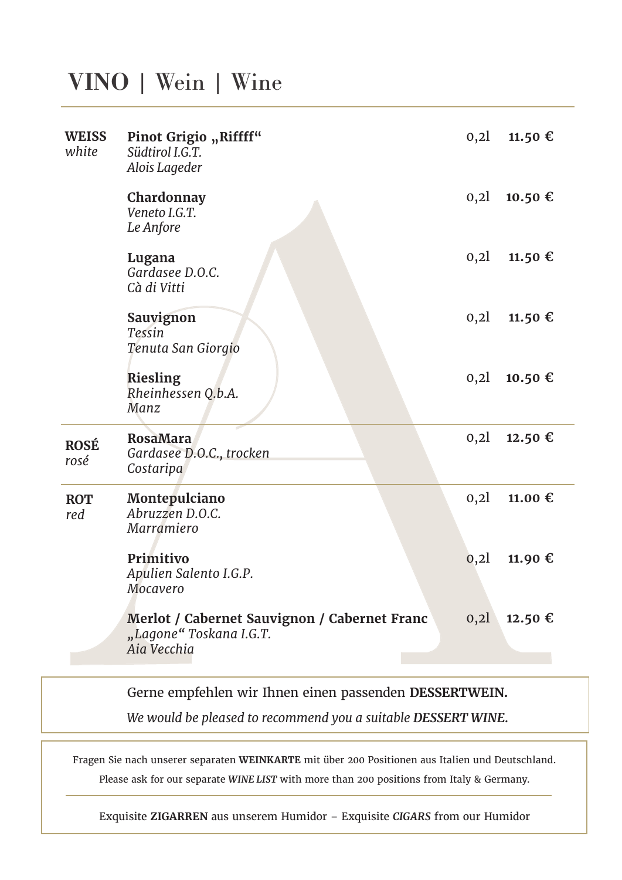# VINO | Wein | Wine

| | | | |
|---|---|---|---|
| **WEISS** *white* | **Pinot Grigio „Riffff“** *Südtirol I.G.T.* *Alois Lageder* | 0,2l | **11.50 €** |
| | **Chardonnay** *Veneto I.G.T.* *Le Anfore* | 0,2l | **10.50 €** |
| | **Lugana** *Gardasee D.O.C.* *Cà di Vitti* | 0,2l | **11.50 €** |
| | **Sauvignon** *Tessin* *Tenuta San Giorgio* | 0,2l | **11.50 €** |
| | **Riesling** *Rheinhessen Q.b.A.* *Manz* | 0,2l | **10.50 €** |
| **ROSÉ** *rosé* | **RosaMara** *Gardasee D.O.C., trocken* *Costaripa* | 0,2l | **12.50 €** |
| **ROT** *red* | **Montepulciano** *Abruzzen D.O.C.* *Marramiero* | 0,2l | **11.00 €** |
| | **Primitivo** *Apulien Salento I.G.P.* *Mocavero* | 0,2l | **11.90 €** |
| | **Merlot / Cabernet Sauvignon / Cabernet Franc** *„Lagone“ Toskana I.G.T.* *Aia Vecchia* | 0,2l | **12.50 €** |

Gerne empfehlen wir Ihnen einen passenden **DESSERTWEIN.**

*We would be pleased to recommend you a suitable **DESSERT WINE.***

Fragen Sie nach unserer separaten **WEINKARTE** mit über 200 Positionen aus Italien und Deutschland.

Please ask for our separate ***WINE LIST*** with more than 200 positions from Italy & Germany.

Exquisite **ZIGARREN** aus unserem Humidor – Exquisite ***CIGARS*** from our Humidor